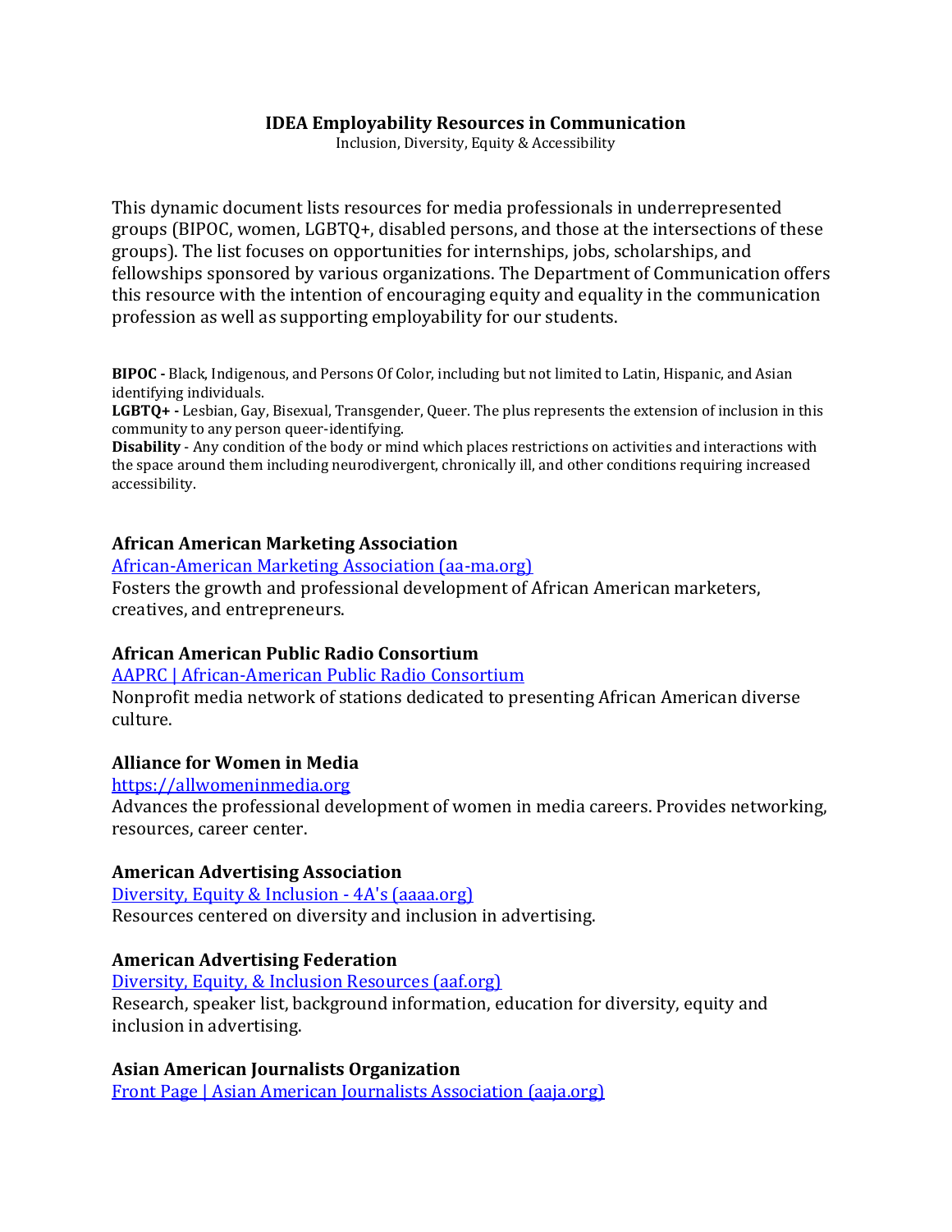# IDEA Employability Resources in Communication

Inclusion, Diversity, Equity & Accessibility

This dynamic document lists resources for media professionals in underrepresented groups (BIPOC, women, LGBTQ+, disabled persons, and those at the intersections of these groups). The list focuses on opportunities for internships, jobs, scholarships, and fellowships sponsored by various organizations. The Department of Communication offers this resource with the intention of encouraging equity and equality in the communication profession as well as supporting employability for our students.

**BIPOC -** Black, Indigenous, and Persons Of Color, including but not limited to Latin, Hispanic, and Asian identifying individuals.
**LGBTQ+ -** Lesbian, Gay, Bisexual, Transgender, Queer. The plus represents the extension of inclusion in this community to any person queer-identifying.
**Disability** - Any condition of the body or mind which places restrictions on activities and interactions with the space around them including neurodivergent, chronically ill, and other conditions requiring increased accessibility.

### African American Marketing Association

[African-American Marketing Association (aa-ma.org)](https://aa-ma.org)

Fosters the growth and professional development of African American marketers, creatives, and entrepreneurs.

### African American Public Radio Consortium

[AAPRC | African-American Public Radio Consortium](#)

Nonprofit media network of stations dedicated to presenting African American diverse culture.

### Alliance for Women in Media

[https://allwomeninmedia.org](https://allwomeninmedia.org)

Advances the professional development of women in media careers. Provides networking, resources, career center.

### American Advertising Association

[Diversity, Equity & Inclusion - 4A's (aaaa.org)](https://aaaa.org)

Resources centered on diversity and inclusion in advertising.

### American Advertising Federation

[Diversity, Equity, & Inclusion Resources (aaf.org)](https://aaf.org)

Research, speaker list, background information, education for diversity, equity and inclusion in advertising.

### Asian American Journalists Organization

[Front Page | Asian American Journalists Association (aaja.org)](https://aaja.org)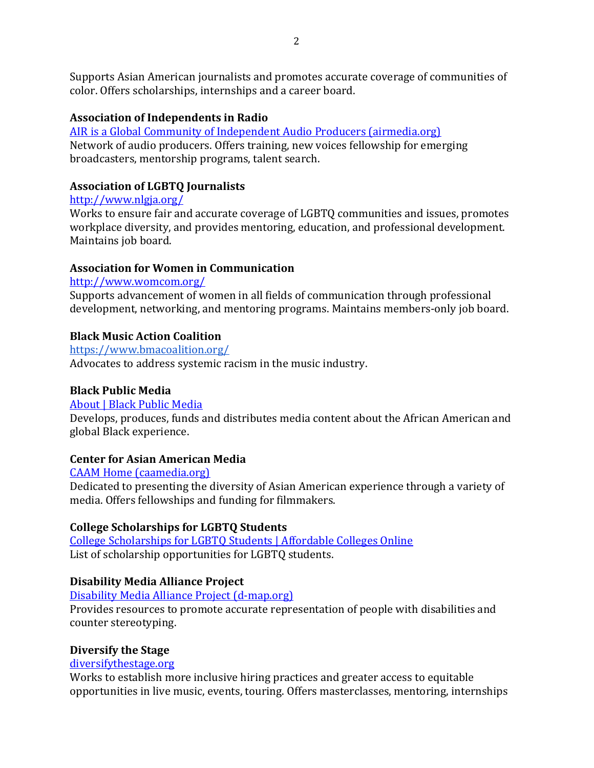Supports Asian American journalists and promotes accurate coverage of communities of color. Offers scholarships, internships and a career board.

**Association of Independents in Radio**
[AIR is a Global Community of Independent Audio Producers (airmedia.org)](https://airmedia.org)
Network of audio producers. Offers training, new voices fellowship for emerging broadcasters, mentorship programs, talent search.

**Association of LGBTQ Journalists**
[http://www.nlgja.org/](http://www.nlgja.org/)
Works to ensure fair and accurate coverage of LGBTQ communities and issues, promotes workplace diversity, and provides mentoring, education, and professional development. Maintains job board.

**Association for Women in Communication**
[http://www.womcom.org/](http://www.womcom.org/)
Supports advancement of women in all fields of communication through professional development, networking, and mentoring programs. Maintains members-only job board.

**Black Music Action Coalition**
[https://www.bmacoalition.org/](https://www.bmacoalition.org/)
Advocates to address systemic racism in the music industry.

**Black Public Media**
About | Black Public Media
Develops, produces, funds and distributes media content about the African American and global Black experience.

**Center for Asian American Media**
[CAAM Home (caamedia.org)](https://caamedia.org)
Dedicated to presenting the diversity of Asian American experience through a variety of media. Offers fellowships and funding for filmmakers.

**College Scholarships for LGBTQ Students**
College Scholarships for LGBTQ Students | Affordable Colleges Online
List of scholarship opportunities for LGBTQ students.

**Disability Media Alliance Project**
[Disability Media Alliance Project (d-map.org)](https://d-map.org)
Provides resources to promote accurate representation of people with disabilities and counter stereotyping.

**Diversify the Stage**
[diversifythestage.org](https://diversifythestage.org)
Works to establish more inclusive hiring practices and greater access to equitable opportunities in live music, events, touring. Offers masterclasses, mentoring, internships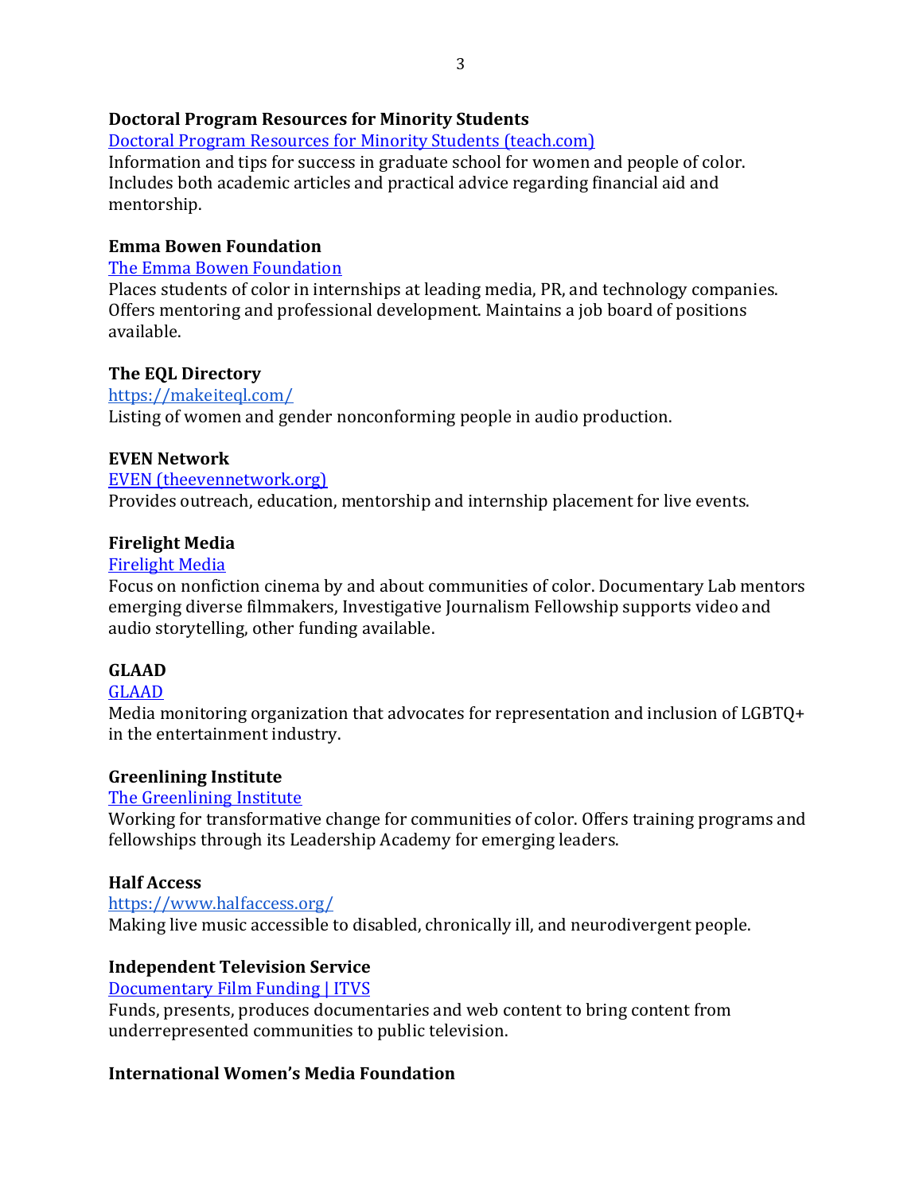**Doctoral Program Resources for Minority Students**

[Doctoral Program Resources for Minority Students (teach.com)]()

Information and tips for success in graduate school for women and people of color. Includes both academic articles and practical advice regarding financial aid and mentorship.

**Emma Bowen Foundation**

[The Emma Bowen Foundation]()

Places students of color in internships at leading media, PR, and technology companies. Offers mentoring and professional development. Maintains a job board of positions available.

**The EQL Directory**

[https://makeiteql.com/](https://makeiteql.com/)

Listing of women and gender nonconforming people in audio production.

**EVEN Network**

[EVEN (theevennetwork.org)]()

Provides outreach, education, mentorship and internship placement for live events.

**Firelight Media**

[Firelight Media]()

Focus on nonfiction cinema by and about communities of color. Documentary Lab mentors emerging diverse filmmakers, Investigative Journalism Fellowship supports video and audio storytelling, other funding available.

**GLAAD**

[GLAAD]()

Media monitoring organization that advocates for representation and inclusion of LGBTQ+ in the entertainment industry.

**Greenlining Institute**

[The Greenlining Institute]()

Working for transformative change for communities of color. Offers training programs and fellowships through its Leadership Academy for emerging leaders.

**Half Access**

[https://www.halfaccess.org/](https://www.halfaccess.org/)

Making live music accessible to disabled, chronically ill, and neurodivergent people.

**Independent Television Service**

[Documentary Film Funding | ITVS]()

Funds, presents, produces documentaries and web content to bring content from underrepresented communities to public television.

**International Women's Media Foundation**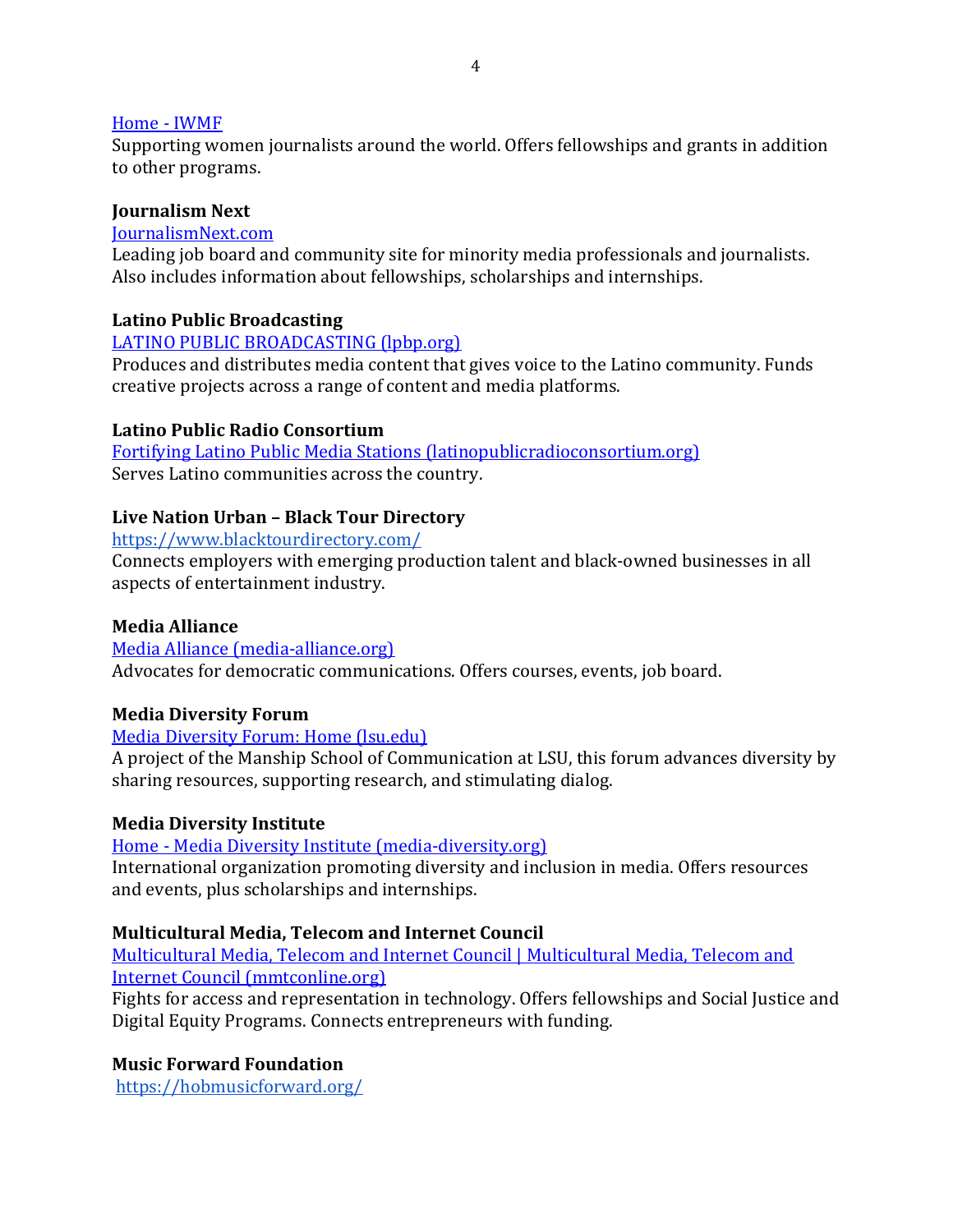[Home - IWMF]

Supporting women journalists around the world. Offers fellowships and grants in addition to other programs.

**Journalism Next**

[JournalismNext.com]

Leading job board and community site for minority media professionals and journalists. Also includes information about fellowships, scholarships and internships.

**Latino Public Broadcasting**

[LATINO PUBLIC BROADCASTING (lpbp.org)]

Produces and distributes media content that gives voice to the Latino community. Funds creative projects across a range of content and media platforms.

**Latino Public Radio Consortium**

[Fortifying Latino Public Media Stations (latinopublicradioconsortium.org)]

Serves Latino communities across the country.

**Live Nation Urban – Black Tour Directory**

https://www.blacktourdirectory.com/

Connects employers with emerging production talent and black-owned businesses in all aspects of entertainment industry.

**Media Alliance**

[Media Alliance (media-alliance.org)]

Advocates for democratic communications. Offers courses, events, job board.

**Media Diversity Forum**

[Media Diversity Forum: Home (lsu.edu)]

A project of the Manship School of Communication at LSU, this forum advances diversity by sharing resources, supporting research, and stimulating dialog.

**Media Diversity Institute**

[Home - Media Diversity Institute (media-diversity.org)]

International organization promoting diversity and inclusion in media. Offers resources and events, plus scholarships and internships.

**Multicultural Media, Telecom and Internet Council**

[Multicultural Media, Telecom and Internet Council | Multicultural Media, Telecom and Internet Council (mmtconline.org)]

Fights for access and representation in technology. Offers fellowships and Social Justice and Digital Equity Programs. Connects entrepreneurs with funding.

**Music Forward Foundation**

https://hobmusicforward.org/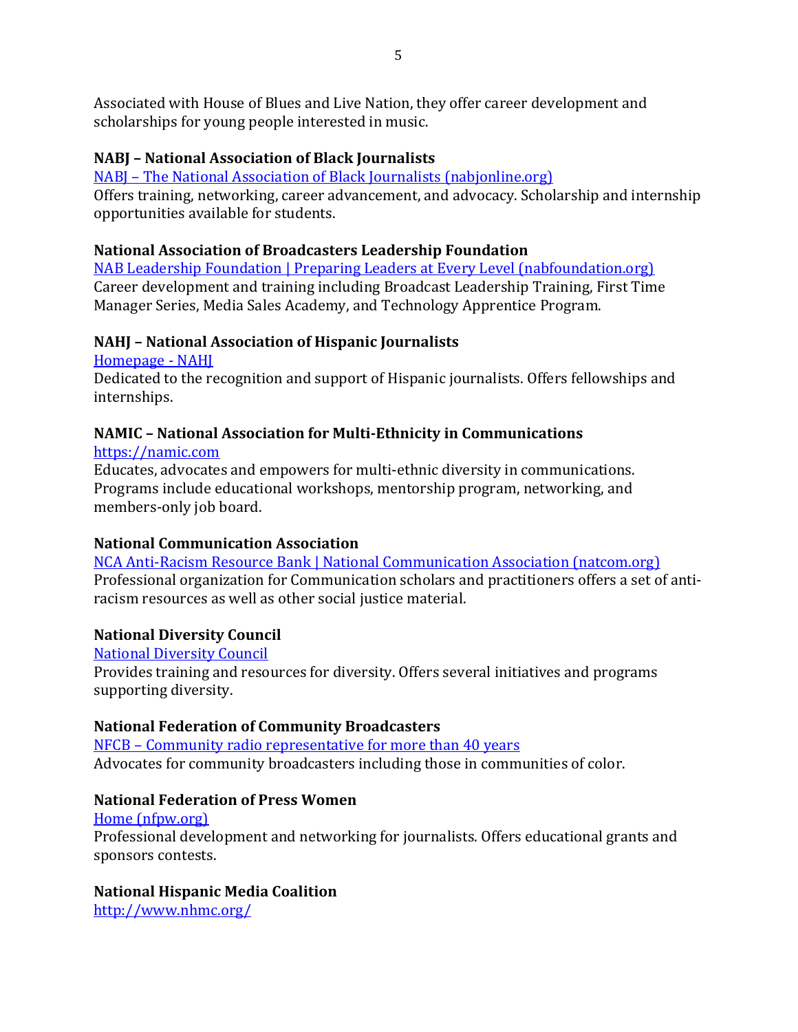Associated with House of Blues and Live Nation, they offer career development and scholarships for young people interested in music.

**NABJ – National Association of Black Journalists**
[NABJ – The National Association of Black Journalists (nabjonline.org)](https://nabjonline.org)
Offers training, networking, career advancement, and advocacy. Scholarship and internship opportunities available for students.

**National Association of Broadcasters Leadership Foundation**
[NAB Leadership Foundation | Preparing Leaders at Every Level (nabfoundation.org)](https://nabfoundation.org)
Career development and training including Broadcast Leadership Training, First Time Manager Series, Media Sales Academy, and Technology Apprentice Program.

**NAHJ – National Association of Hispanic Journalists**
Homepage - NAHJ
Dedicated to the recognition and support of Hispanic journalists. Offers fellowships and internships.

**NAMIC – National Association for Multi-Ethnicity in Communications**
https://namic.com
Educates, advocates and empowers for multi-ethnic diversity in communications. Programs include educational workshops, mentorship program, networking, and members-only job board.

**National Communication Association**
[NCA Anti-Racism Resource Bank | National Communication Association (natcom.org)](https://natcom.org)
Professional organization for Communication scholars and practitioners offers a set of anti-racism resources as well as other social justice material.

**National Diversity Council**
National Diversity Council
Provides training and resources for diversity. Offers several initiatives and programs supporting diversity.

**National Federation of Community Broadcasters**
NFCB – Community radio representative for more than 40 years
Advocates for community broadcasters including those in communities of color.

**National Federation of Press Women**
[Home (nfpw.org)](https://nfpw.org)
Professional development and networking for journalists. Offers educational grants and sponsors contests.

**National Hispanic Media Coalition**
http://www.nhmc.org/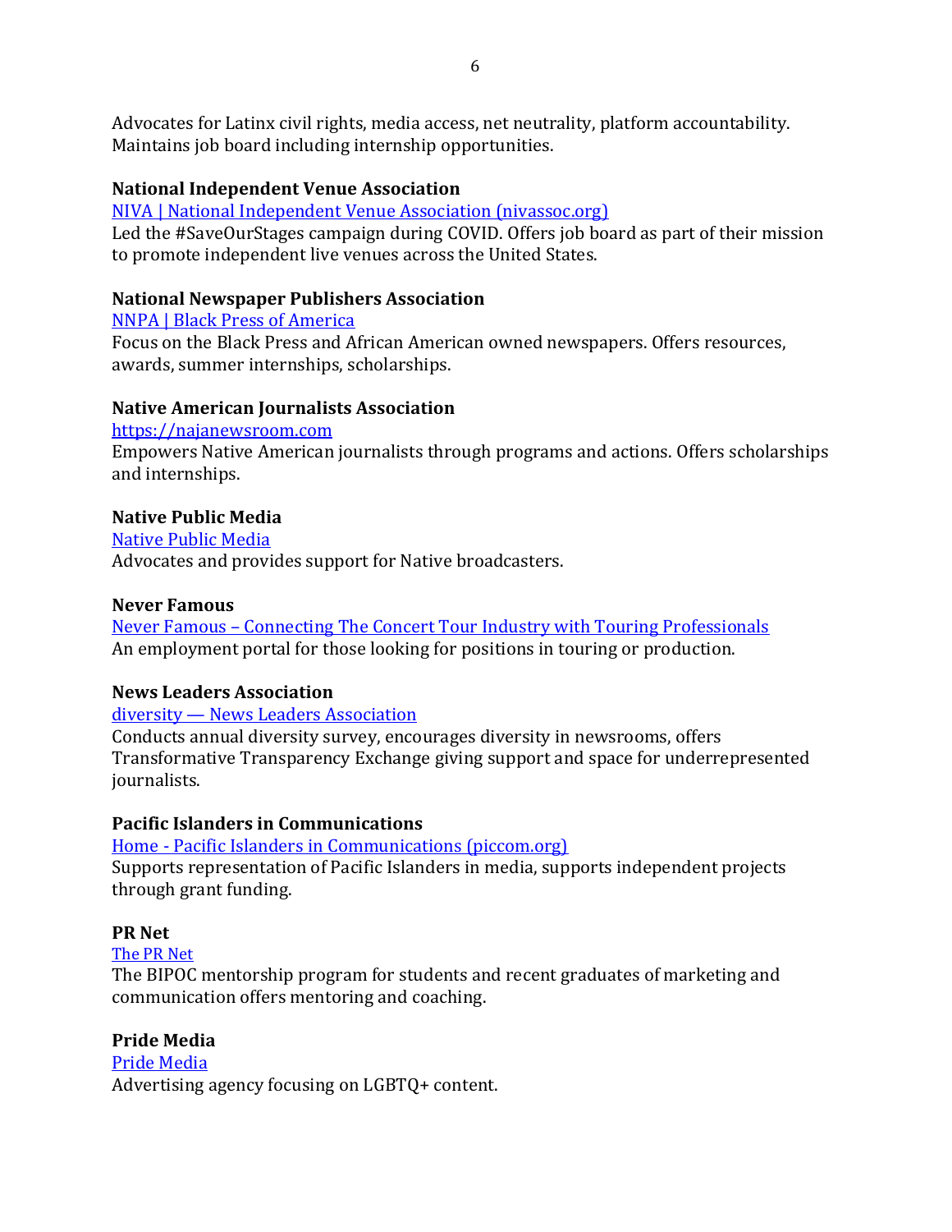Advocates for Latinx civil rights, media access, net neutrality, platform accountability. Maintains job board including internship opportunities.

**National Independent Venue Association**

[NIVA | National Independent Venue Association (nivassoc.org)]()
Led the #SaveOurStages campaign during COVID. Offers job board as part of their mission to promote independent live venues across the United States.

**National Newspaper Publishers Association**

[NNPA | Black Press of America]()
Focus on the Black Press and African American owned newspapers. Offers resources, awards, summer internships, scholarships.

**Native American Journalists Association**

[https://najanewsroom.com](https://najanewsroom.com)
Empowers Native American journalists through programs and actions. Offers scholarships and internships.

**Native Public Media**

[Native Public Media]()
Advocates and provides support for Native broadcasters.

**Never Famous**

[Never Famous – Connecting The Concert Tour Industry with Touring Professionals]()
An employment portal for those looking for positions in touring or production.

**News Leaders Association**

[diversity — News Leaders Association]()
Conducts annual diversity survey, encourages diversity in newsrooms, offers Transformative Transparency Exchange giving support and space for underrepresented journalists.

**Pacific Islanders in Communications**

[Home - Pacific Islanders in Communications (piccom.org)]()
Supports representation of Pacific Islanders in media, supports independent projects through grant funding.

**PR Net**

[The PR Net]()
The BIPOC mentorship program for students and recent graduates of marketing and communication offers mentoring and coaching.

**Pride Media**

[Pride Media]()
Advertising agency focusing on LGBTQ+ content.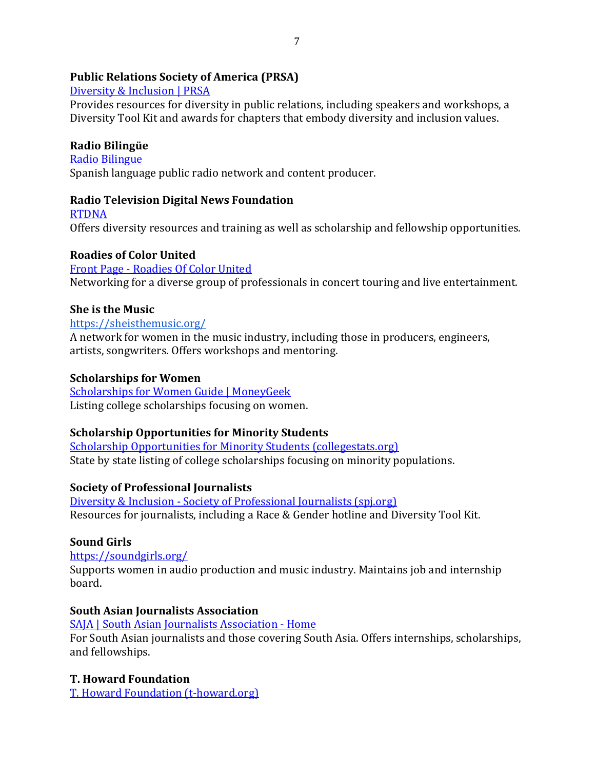**Public Relations Society of America (PRSA)**

Diversity & Inclusion | PRSA

Provides resources for diversity in public relations, including speakers and workshops, a Diversity Tool Kit and awards for chapters that embody diversity and inclusion values.

**Radio Bilingüe**

Radio Bilingue

Spanish language public radio network and content producer.

**Radio Television Digital News Foundation**

RTDNA

Offers diversity resources and training as well as scholarship and fellowship opportunities.

**Roadies of Color United**

Front Page - Roadies Of Color United

Networking for a diverse group of professionals in concert touring and live entertainment.

**She is the Music**

https://sheisthemusic.org/

A network for women in the music industry, including those in producers, engineers, artists, songwriters. Offers workshops and mentoring.

**Scholarships for Women**

Scholarships for Women Guide | MoneyGeek

Listing college scholarships focusing on women.

**Scholarship Opportunities for Minority Students**

Scholarship Opportunities for Minority Students (collegestats.org)

State by state listing of college scholarships focusing on minority populations.

**Society of Professional Journalists**

Diversity & Inclusion - Society of Professional Journalists (spj.org)

Resources for journalists, including a Race & Gender hotline and Diversity Tool Kit.

**Sound Girls**

https://soundgirls.org/

Supports women in audio production and music industry. Maintains job and internship board.

**South Asian Journalists Association**

SAJA | South Asian Journalists Association - Home

For South Asian journalists and those covering South Asia. Offers internships, scholarships, and fellowships.

**T. Howard Foundation**

T. Howard Foundation (t-howard.org)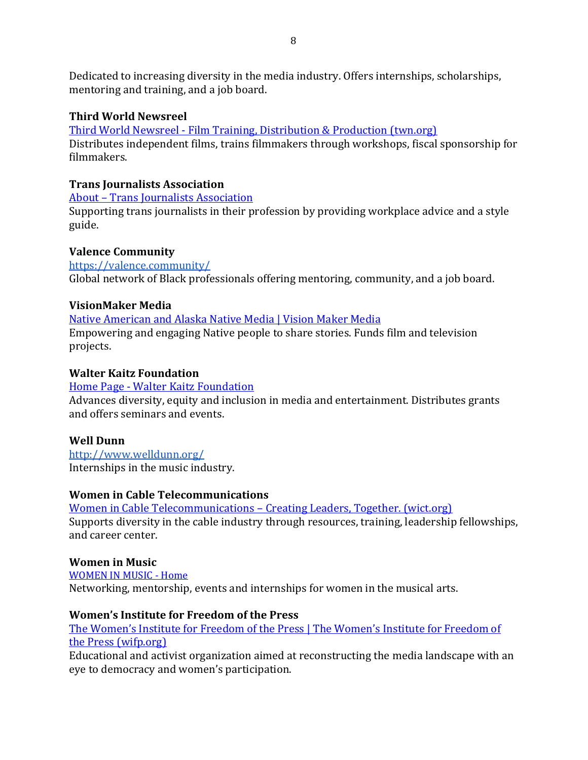Dedicated to increasing diversity in the media industry. Offers internships, scholarships, mentoring and training, and a job board.

**Third World Newsreel**

[Third World Newsreel - Film Training, Distribution & Production (twn.org)]()

Distributes independent films, trains filmmakers through workshops, fiscal sponsorship for filmmakers.

**Trans Journalists Association**

[About – Trans Journalists Association]()

Supporting trans journalists in their profession by providing workplace advice and a style guide.

**Valence Community**

[https://valence.community/](https://valence.community/)

Global network of Black professionals offering mentoring, community, and a job board.

**VisionMaker Media**

[Native American and Alaska Native Media | Vision Maker Media]()

Empowering and engaging Native people to share stories. Funds film and television projects.

**Walter Kaitz Foundation**

[Home Page - Walter Kaitz Foundation]()

Advances diversity, equity and inclusion in media and entertainment. Distributes grants and offers seminars and events.

**Well Dunn**

[http://www.welldunn.org/](http://www.welldunn.org/)

Internships in the music industry.

**Women in Cable Telecommunications**

[Women in Cable Telecommunications – Creating Leaders, Together. (wict.org)]()

Supports diversity in the cable industry through resources, training, leadership fellowships, and career center.

**Women in Music**

[WOMEN IN MUSIC - Home]()

Networking, mentorship, events and internships for women in the musical arts.

**Women's Institute for Freedom of the Press**

[The Women's Institute for Freedom of the Press | The Women's Institute for Freedom of the Press (wifp.org)]()

Educational and activist organization aimed at reconstructing the media landscape with an eye to democracy and women's participation.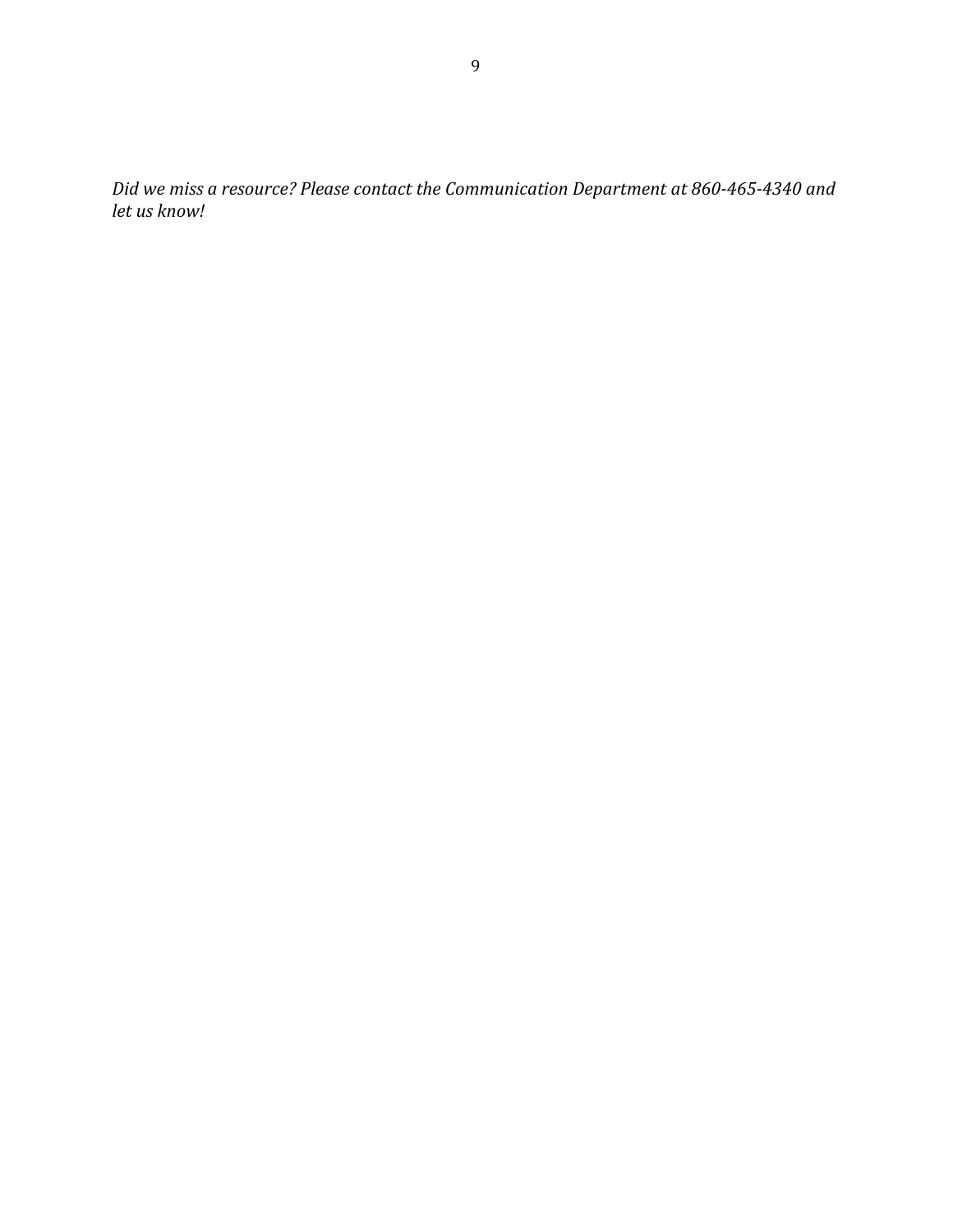*Did we miss a resource? Please contact the Communication Department at 860-465-4340 and let us know!*